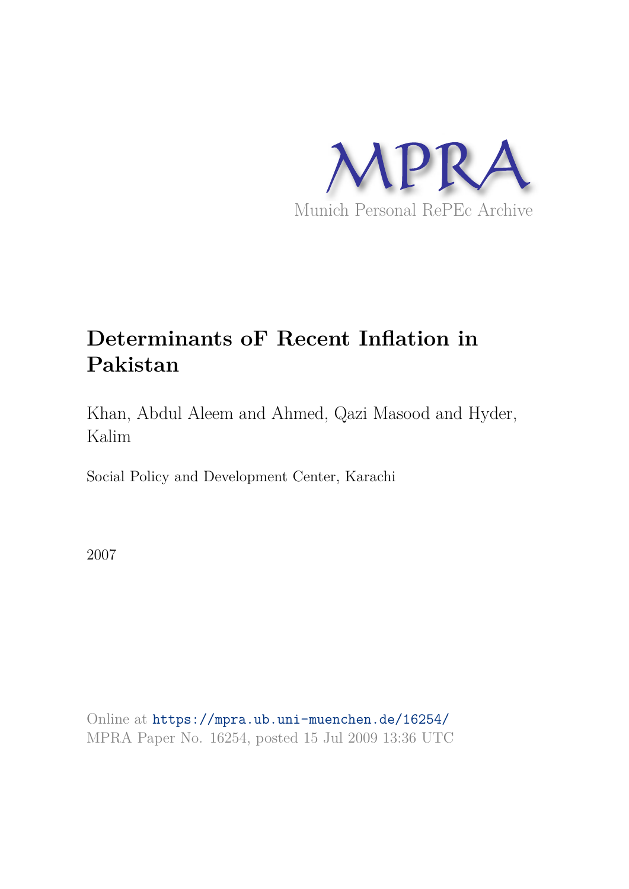MPRA

Munich Personal RePEc Archive

# Determinants oF Recent Inflation in Pakistan

Khan, Abdul Aleem and Ahmed, Qazi Masood and Hyder, Kalim

Social Policy and Development Center, Karachi

2007

Online at https://mpra.ub.uni-muenchen.de/16254/
MPRA Paper No. 16254, posted 15 Jul 2009 13:36 UTC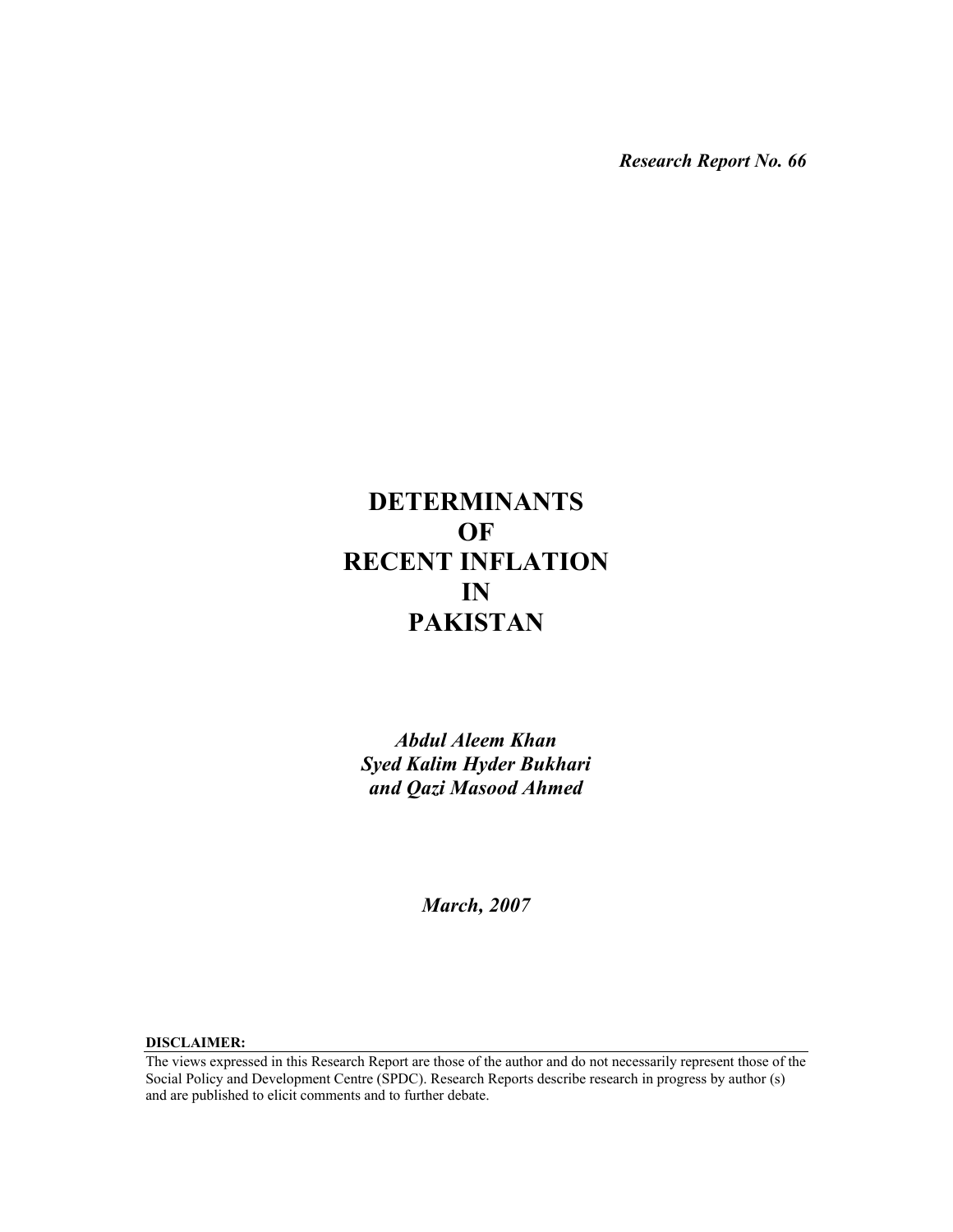*Research Report No. 66*

# DETERMINANTS OF RECENT INFLATION IN PAKISTAN

***Abdul Aleem Khan***
***Syed Kalim Hyder Bukhari***
***and Qazi Masood Ahmed***

***March, 2007***

**DISCLAIMER:**

The views expressed in this Research Report are those of the author and do not necessarily represent those of the Social Policy and Development Centre (SPDC). Research Reports describe research in progress by author (s) and are published to elicit comments and to further debate.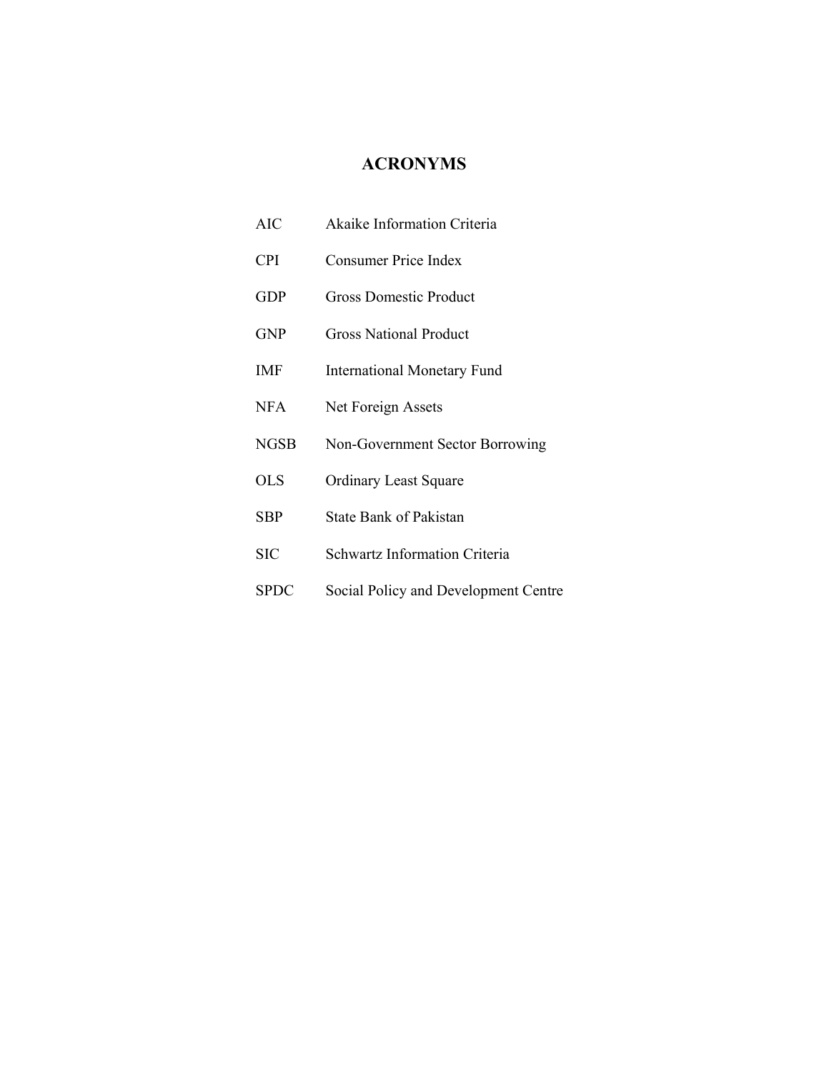# ACRONYMS

| | |
|---|---|
| AIC | Akaike Information Criteria |
| CPI | Consumer Price Index |
| GDP | Gross Domestic Product |
| GNP | Gross National Product |
| IMF | International Monetary Fund |
| NFA | Net Foreign Assets |
| NGSB | Non-Government Sector Borrowing |
| OLS | Ordinary Least Square |
| SBP | State Bank of Pakistan |
| SIC | Schwartz Information Criteria |
| SPDC | Social Policy and Development Centre |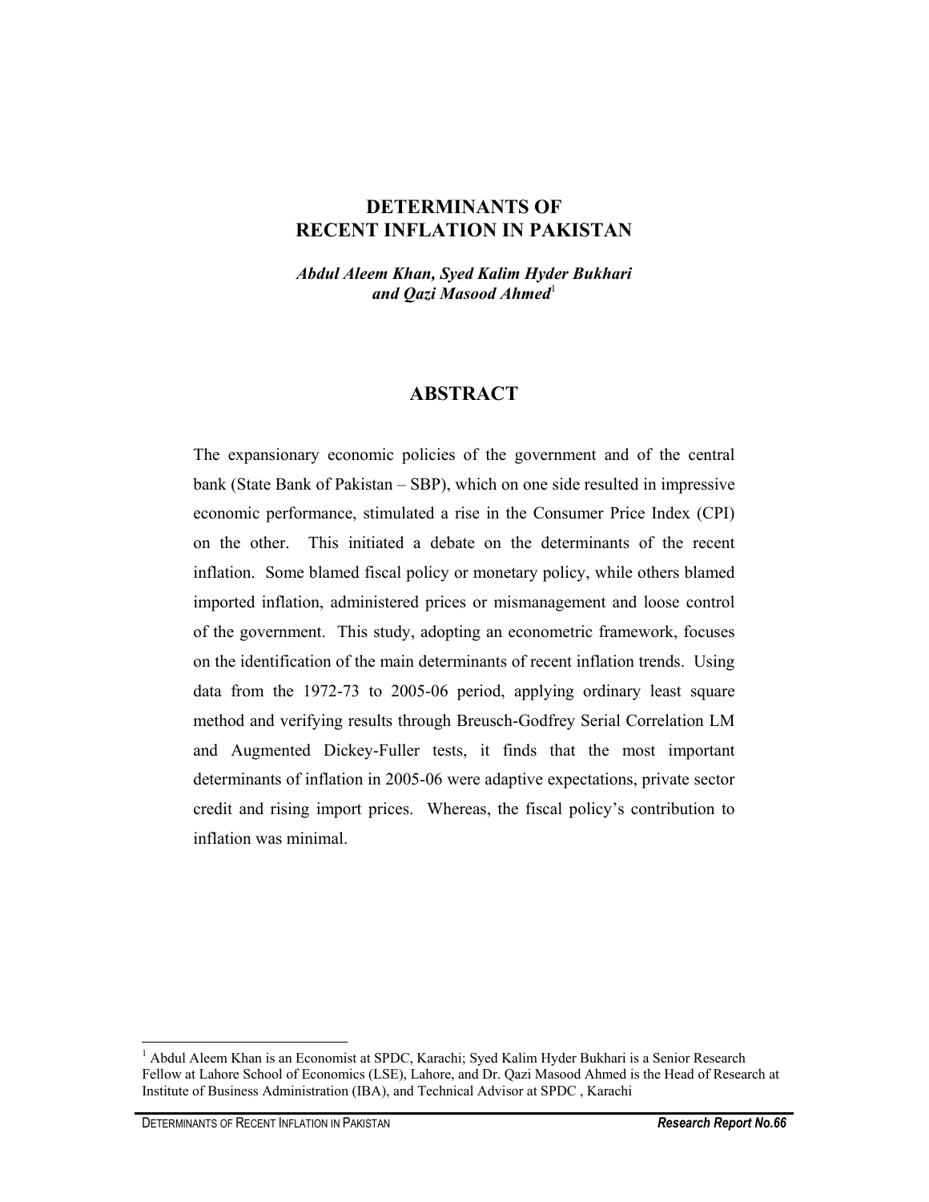# DETERMINANTS OF RECENT INFLATION IN PAKISTAN

***Abdul Aleem Khan, Syed Kalim Hyder Bukhari and Qazi Masood Ahmed***[1]

## ABSTRACT

The expansionary economic policies of the government and of the central bank (State Bank of Pakistan – SBP), which on one side resulted in impressive economic performance, stimulated a rise in the Consumer Price Index (CPI) on the other. This initiated a debate on the determinants of the recent inflation. Some blamed fiscal policy or monetary policy, while others blamed imported inflation, administered prices or mismanagement and loose control of the government. This study, adopting an econometric framework, focuses on the identification of the main determinants of recent inflation trends. Using data from the 1972-73 to 2005-06 period, applying ordinary least square method and verifying results through Breusch-Godfrey Serial Correlation LM and Augmented Dickey-Fuller tests, it finds that the most important determinants of inflation in 2005-06 were adaptive expectations, private sector credit and rising import prices. Whereas, the fiscal policy's contribution to inflation was minimal.

---

[1] Abdul Aleem Khan is an Economist at SPDC, Karachi; Syed Kalim Hyder Bukhari is a Senior Research Fellow at Lahore School of Economics (LSE), Lahore, and Dr. Qazi Masood Ahmed is the Head of Research at Institute of Business Administration (IBA), and Technical Advisor at SPDC , Karachi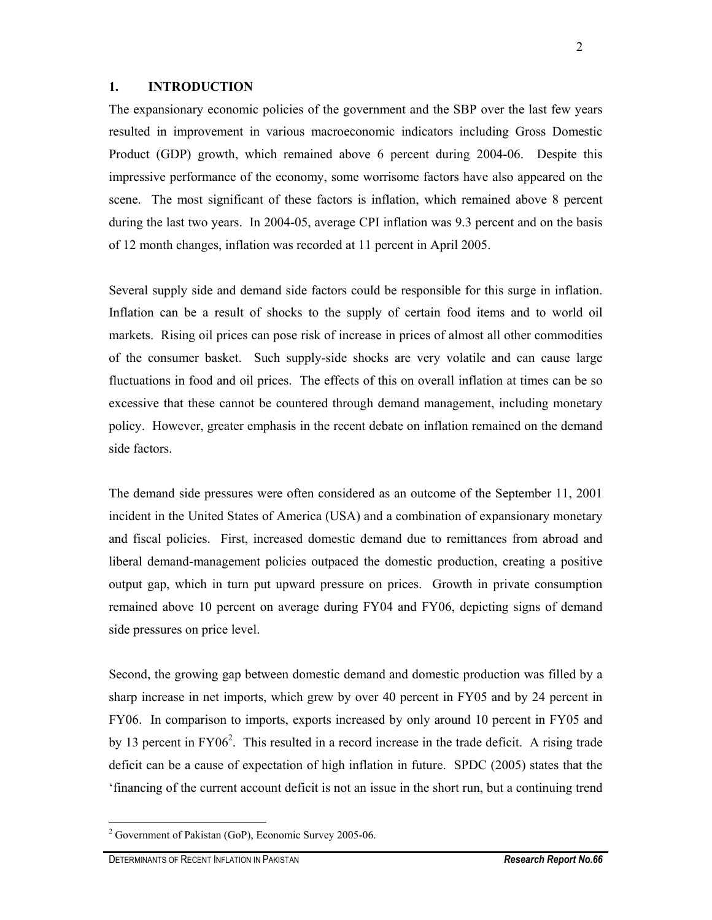## 1. INTRODUCTION

The expansionary economic policies of the government and the SBP over the last few years resulted in improvement in various macroeconomic indicators including Gross Domestic Product (GDP) growth, which remained above 6 percent during 2004-06. Despite this impressive performance of the economy, some worrisome factors have also appeared on the scene. The most significant of these factors is inflation, which remained above 8 percent during the last two years. In 2004-05, average CPI inflation was 9.3 percent and on the basis of 12 month changes, inflation was recorded at 11 percent in April 2005.

Several supply side and demand side factors could be responsible for this surge in inflation. Inflation can be a result of shocks to the supply of certain food items and to world oil markets. Rising oil prices can pose risk of increase in prices of almost all other commodities of the consumer basket. Such supply-side shocks are very volatile and can cause large fluctuations in food and oil prices. The effects of this on overall inflation at times can be so excessive that these cannot be countered through demand management, including monetary policy. However, greater emphasis in the recent debate on inflation remained on the demand side factors.

The demand side pressures were often considered as an outcome of the September 11, 2001 incident in the United States of America (USA) and a combination of expansionary monetary and fiscal policies. First, increased domestic demand due to remittances from abroad and liberal demand-management policies outpaced the domestic production, creating a positive output gap, which in turn put upward pressure on prices. Growth in private consumption remained above 10 percent on average during FY04 and FY06, depicting signs of demand side pressures on price level.

Second, the growing gap between domestic demand and domestic production was filled by a sharp increase in net imports, which grew by over 40 percent in FY05 and by 24 percent in FY06. In comparison to imports, exports increased by only around 10 percent in FY05 and by 13 percent in FY06[2]. This resulted in a record increase in the trade deficit. A rising trade deficit can be a cause of expectation of high inflation in future. SPDC (2005) states that the 'financing of the current account deficit is not an issue in the short run, but a continuing trend

[2] Government of Pakistan (GoP), Economic Survey 2005-06.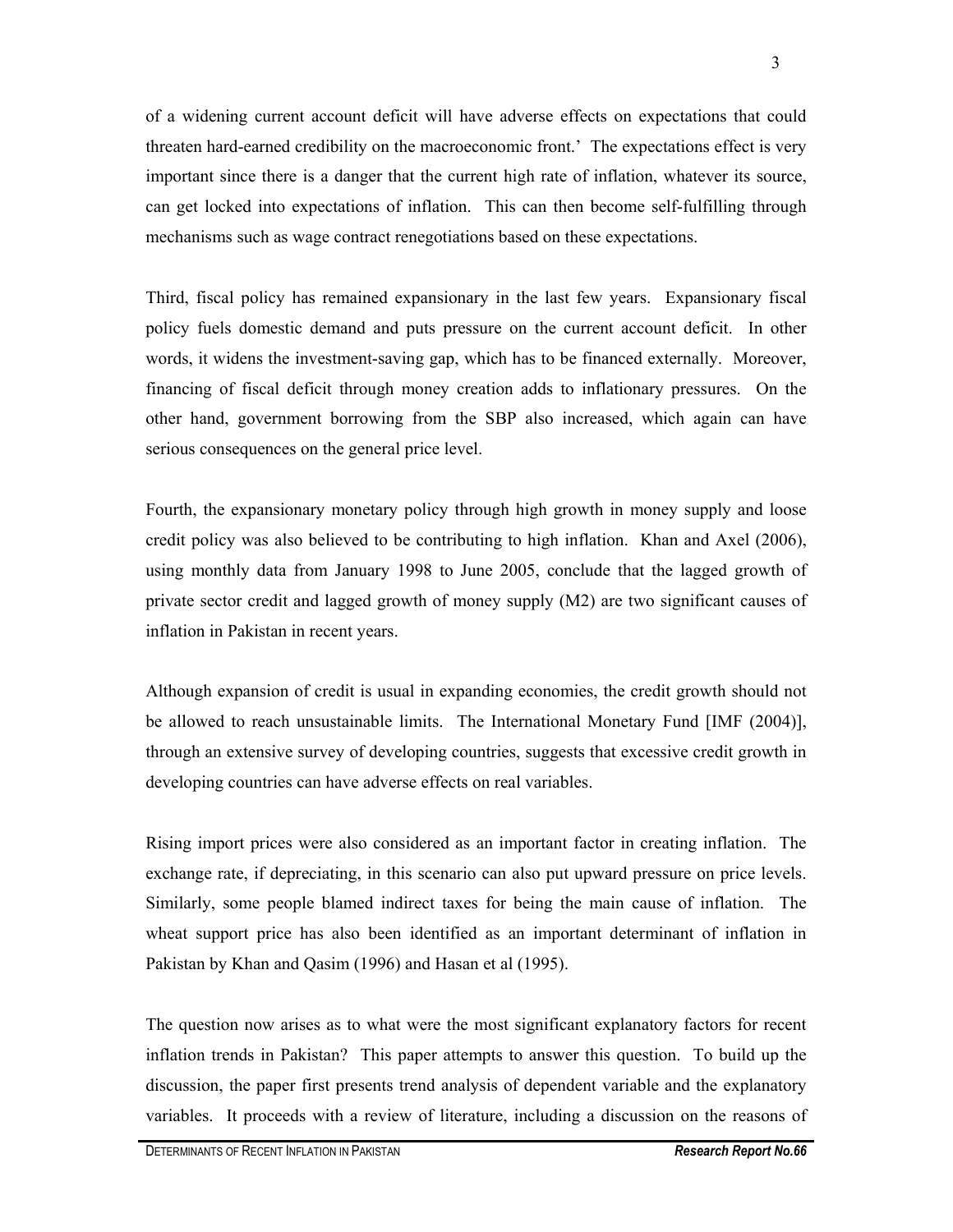of a widening current account deficit will have adverse effects on expectations that could threaten hard-earned credibility on the macroeconomic front.' The expectations effect is very important since there is a danger that the current high rate of inflation, whatever its source, can get locked into expectations of inflation. This can then become self-fulfilling through mechanisms such as wage contract renegotiations based on these expectations.

Third, fiscal policy has remained expansionary in the last few years. Expansionary fiscal policy fuels domestic demand and puts pressure on the current account deficit. In other words, it widens the investment-saving gap, which has to be financed externally. Moreover, financing of fiscal deficit through money creation adds to inflationary pressures. On the other hand, government borrowing from the SBP also increased, which again can have serious consequences on the general price level.

Fourth, the expansionary monetary policy through high growth in money supply and loose credit policy was also believed to be contributing to high inflation. Khan and Axel (2006), using monthly data from January 1998 to June 2005, conclude that the lagged growth of private sector credit and lagged growth of money supply (M2) are two significant causes of inflation in Pakistan in recent years.

Although expansion of credit is usual in expanding economies, the credit growth should not be allowed to reach unsustainable limits. The International Monetary Fund [IMF (2004)], through an extensive survey of developing countries, suggests that excessive credit growth in developing countries can have adverse effects on real variables.

Rising import prices were also considered as an important factor in creating inflation. The exchange rate, if depreciating, in this scenario can also put upward pressure on price levels. Similarly, some people blamed indirect taxes for being the main cause of inflation. The wheat support price has also been identified as an important determinant of inflation in Pakistan by Khan and Qasim (1996) and Hasan et al (1995).

The question now arises as to what were the most significant explanatory factors for recent inflation trends in Pakistan? This paper attempts to answer this question. To build up the discussion, the paper first presents trend analysis of dependent variable and the explanatory variables. It proceeds with a review of literature, including a discussion on the reasons of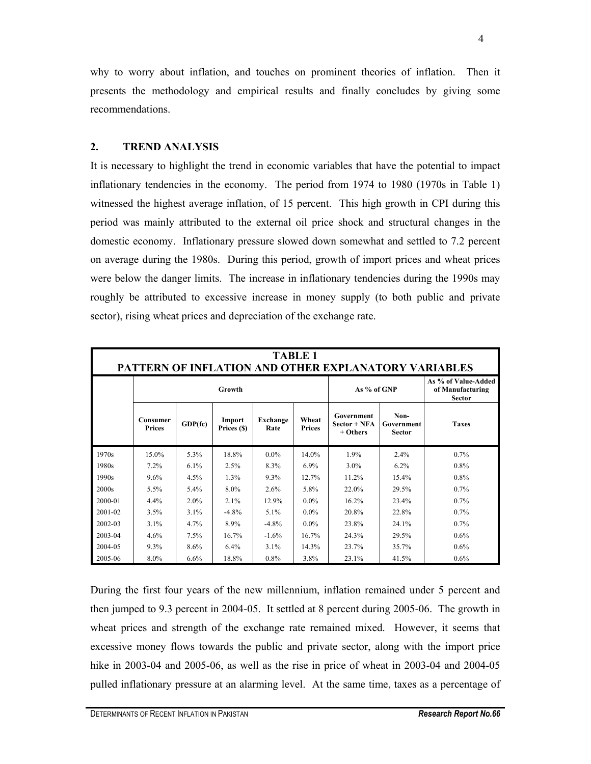why to worry about inflation, and touches on prominent theories of inflation. Then it presents the methodology and empirical results and finally concludes by giving some recommendations.

## 2. TREND ANALYSIS

It is necessary to highlight the trend in economic variables that have the potential to impact inflationary tendencies in the economy. The period from 1974 to 1980 (1970s in Table 1) witnessed the highest average inflation, of 15 percent. This high growth in CPI during this period was mainly attributed to the external oil price shock and structural changes in the domestic economy. Inflationary pressure slowed down somewhat and settled to 7.2 percent on average during the 1980s. During this period, growth of import prices and wheat prices were below the danger limits. The increase in inflationary tendencies during the 1990s may roughly be attributed to excessive increase in money supply (to both public and private sector), rising wheat prices and depreciation of the exchange rate.

**TABLE 1**
**PATTERN OF INFLATION AND OTHER EXPLANATORY VARIABLES**

| | Growth | | | | | As % of GNP | | As % of Value-Added of Manufacturing Sector |
|---|---|---|---|---|---|---|---|---|
| | Consumer Prices | GDP(fc) | Import Prices ($) | Exchange Rate | Wheat Prices | Government Sector + NFA + Others | Non-Government Sector | Taxes |
| 1970s | 15.0% | 5.3% | 18.8% | 0.0% | 14.0% | 1.9% | 2.4% | 0.7% |
| 1980s | 7.2% | 6.1% | 2.5% | 8.3% | 6.9% | 3.0% | 6.2% | 0.8% |
| 1990s | 9.6% | 4.5% | 1.3% | 9.3% | 12.7% | 11.2% | 15.4% | 0.8% |
| 2000s | 5.5% | 5.4% | 8.0% | 2.6% | 5.8% | 22.0% | 29.5% | 0.7% |
| 2000-01 | 4.4% | 2.0% | 2.1% | 12.9% | 0.0% | 16.2% | 23.4% | 0.7% |
| 2001-02 | 3.5% | 3.1% | -4.8% | 5.1% | 0.0% | 20.8% | 22.8% | 0.7% |
| 2002-03 | 3.1% | 4.7% | 8.9% | -4.8% | 0.0% | 23.8% | 24.1% | 0.7% |
| 2003-04 | 4.6% | 7.5% | 16.7% | -1.6% | 16.7% | 24.3% | 29.5% | 0.6% |
| 2004-05 | 9.3% | 8.6% | 6.4% | 3.1% | 14.3% | 23.7% | 35.7% | 0.6% |
| 2005-06 | 8.0% | 6.6% | 18.8% | 0.8% | 3.8% | 23.1% | 41.5% | 0.6% |

During the first four years of the new millennium, inflation remained under 5 percent and then jumped to 9.3 percent in 2004-05. It settled at 8 percent during 2005-06. The growth in wheat prices and strength of the exchange rate remained mixed. However, it seems that excessive money flows towards the public and private sector, along with the import price hike in 2003-04 and 2005-06, as well as the rise in price of wheat in 2003-04 and 2004-05 pulled inflationary pressure at an alarming level. At the same time, taxes as a percentage of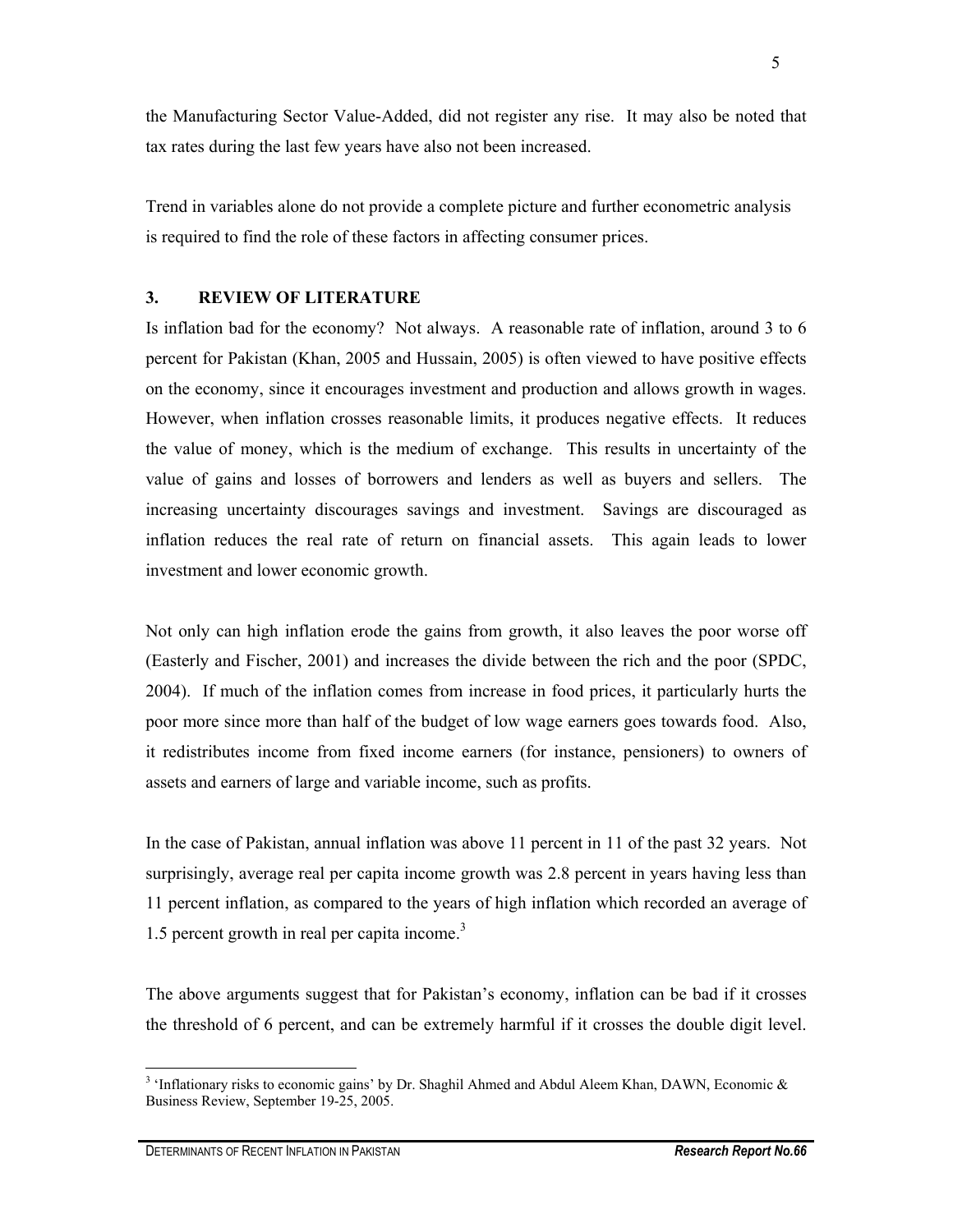the Manufacturing Sector Value-Added, did not register any rise. It may also be noted that tax rates during the last few years have also not been increased.

Trend in variables alone do not provide a complete picture and further econometric analysis is required to find the role of these factors in affecting consumer prices.

## 3. REVIEW OF LITERATURE

Is inflation bad for the economy? Not always. A reasonable rate of inflation, around 3 to 6 percent for Pakistan (Khan, 2005 and Hussain, 2005) is often viewed to have positive effects on the economy, since it encourages investment and production and allows growth in wages. However, when inflation crosses reasonable limits, it produces negative effects. It reduces the value of money, which is the medium of exchange. This results in uncertainty of the value of gains and losses of borrowers and lenders as well as buyers and sellers. The increasing uncertainty discourages savings and investment. Savings are discouraged as inflation reduces the real rate of return on financial assets. This again leads to lower investment and lower economic growth.

Not only can high inflation erode the gains from growth, it also leaves the poor worse off (Easterly and Fischer, 2001) and increases the divide between the rich and the poor (SPDC, 2004). If much of the inflation comes from increase in food prices, it particularly hurts the poor more since more than half of the budget of low wage earners goes towards food. Also, it redistributes income from fixed income earners (for instance, pensioners) to owners of assets and earners of large and variable income, such as profits.

In the case of Pakistan, annual inflation was above 11 percent in 11 of the past 32 years. Not surprisingly, average real per capita income growth was 2.8 percent in years having less than 11 percent inflation, as compared to the years of high inflation which recorded an average of 1.5 percent growth in real per capita income.[3]

The above arguments suggest that for Pakistan's economy, inflation can be bad if it crosses the threshold of 6 percent, and can be extremely harmful if it crosses the double digit level.

---

[3] 'Inflationary risks to economic gains' by Dr. Shaghil Ahmed and Abdul Aleem Khan, DAWN, Economic & Business Review, September 19-25, 2005.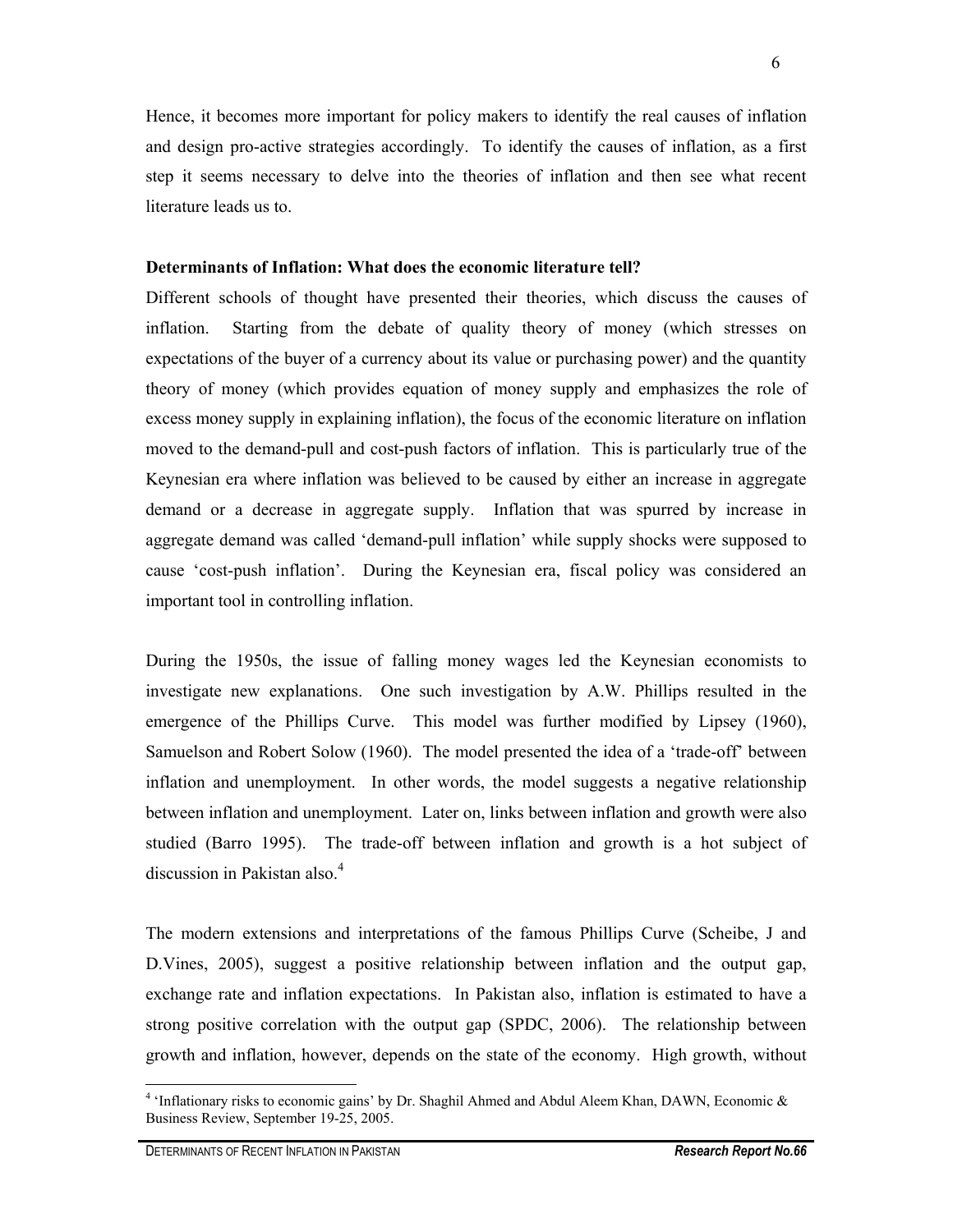Hence, it becomes more important for policy makers to identify the real causes of inflation and design pro-active strategies accordingly. To identify the causes of inflation, as a first step it seems necessary to delve into the theories of inflation and then see what recent literature leads us to.

**Determinants of Inflation: What does the economic literature tell?**

Different schools of thought have presented their theories, which discuss the causes of inflation. Starting from the debate of quality theory of money (which stresses on expectations of the buyer of a currency about its value or purchasing power) and the quantity theory of money (which provides equation of money supply and emphasizes the role of excess money supply in explaining inflation), the focus of the economic literature on inflation moved to the demand-pull and cost-push factors of inflation. This is particularly true of the Keynesian era where inflation was believed to be caused by either an increase in aggregate demand or a decrease in aggregate supply. Inflation that was spurred by increase in aggregate demand was called 'demand-pull inflation' while supply shocks were supposed to cause 'cost-push inflation'. During the Keynesian era, fiscal policy was considered an important tool in controlling inflation.

During the 1950s, the issue of falling money wages led the Keynesian economists to investigate new explanations. One such investigation by A.W. Phillips resulted in the emergence of the Phillips Curve. This model was further modified by Lipsey (1960), Samuelson and Robert Solow (1960). The model presented the idea of a 'trade-off' between inflation and unemployment. In other words, the model suggests a negative relationship between inflation and unemployment. Later on, links between inflation and growth were also studied (Barro 1995). The trade-off between inflation and growth is a hot subject of discussion in Pakistan also.[4]

The modern extensions and interpretations of the famous Phillips Curve (Scheibe, J and D.Vines, 2005), suggest a positive relationship between inflation and the output gap, exchange rate and inflation expectations. In Pakistan also, inflation is estimated to have a strong positive correlation with the output gap (SPDC, 2006). The relationship between growth and inflation, however, depends on the state of the economy. High growth, without

---

[4] 'Inflationary risks to economic gains' by Dr. Shaghil Ahmed and Abdul Aleem Khan, DAWN, Economic & Business Review, September 19-25, 2005.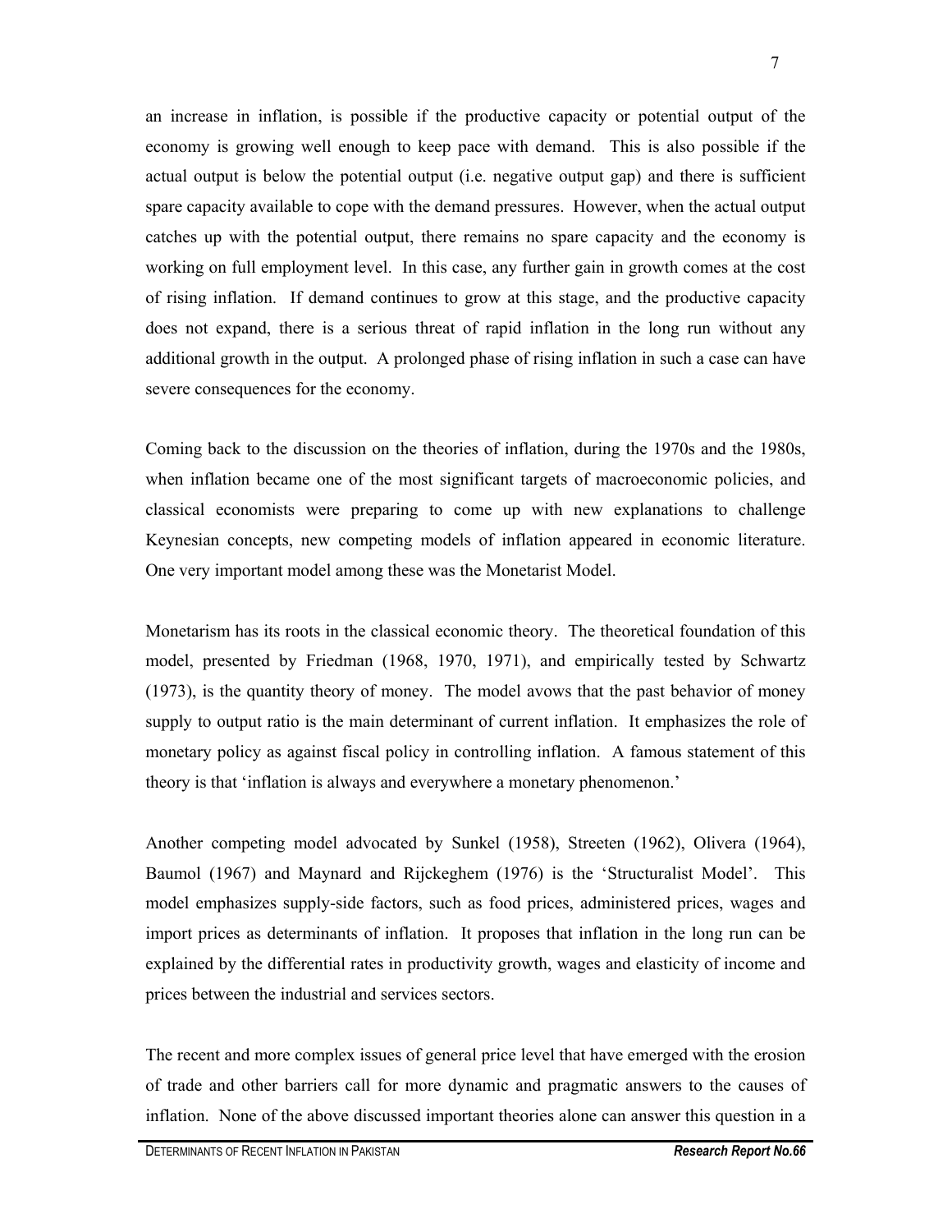an increase in inflation, is possible if the productive capacity or potential output of the economy is growing well enough to keep pace with demand. This is also possible if the actual output is below the potential output (i.e. negative output gap) and there is sufficient spare capacity available to cope with the demand pressures. However, when the actual output catches up with the potential output, there remains no spare capacity and the economy is working on full employment level. In this case, any further gain in growth comes at the cost of rising inflation. If demand continues to grow at this stage, and the productive capacity does not expand, there is a serious threat of rapid inflation in the long run without any additional growth in the output. A prolonged phase of rising inflation in such a case can have severe consequences for the economy.

Coming back to the discussion on the theories of inflation, during the 1970s and the 1980s, when inflation became one of the most significant targets of macroeconomic policies, and classical economists were preparing to come up with new explanations to challenge Keynesian concepts, new competing models of inflation appeared in economic literature. One very important model among these was the Monetarist Model.

Monetarism has its roots in the classical economic theory. The theoretical foundation of this model, presented by Friedman (1968, 1970, 1971), and empirically tested by Schwartz (1973), is the quantity theory of money. The model avows that the past behavior of money supply to output ratio is the main determinant of current inflation. It emphasizes the role of monetary policy as against fiscal policy in controlling inflation. A famous statement of this theory is that 'inflation is always and everywhere a monetary phenomenon.'

Another competing model advocated by Sunkel (1958), Streeten (1962), Olivera (1964), Baumol (1967) and Maynard and Rijckeghem (1976) is the 'Structuralist Model'. This model emphasizes supply-side factors, such as food prices, administered prices, wages and import prices as determinants of inflation. It proposes that inflation in the long run can be explained by the differential rates in productivity growth, wages and elasticity of income and prices between the industrial and services sectors.

The recent and more complex issues of general price level that have emerged with the erosion of trade and other barriers call for more dynamic and pragmatic answers to the causes of inflation. None of the above discussed important theories alone can answer this question in a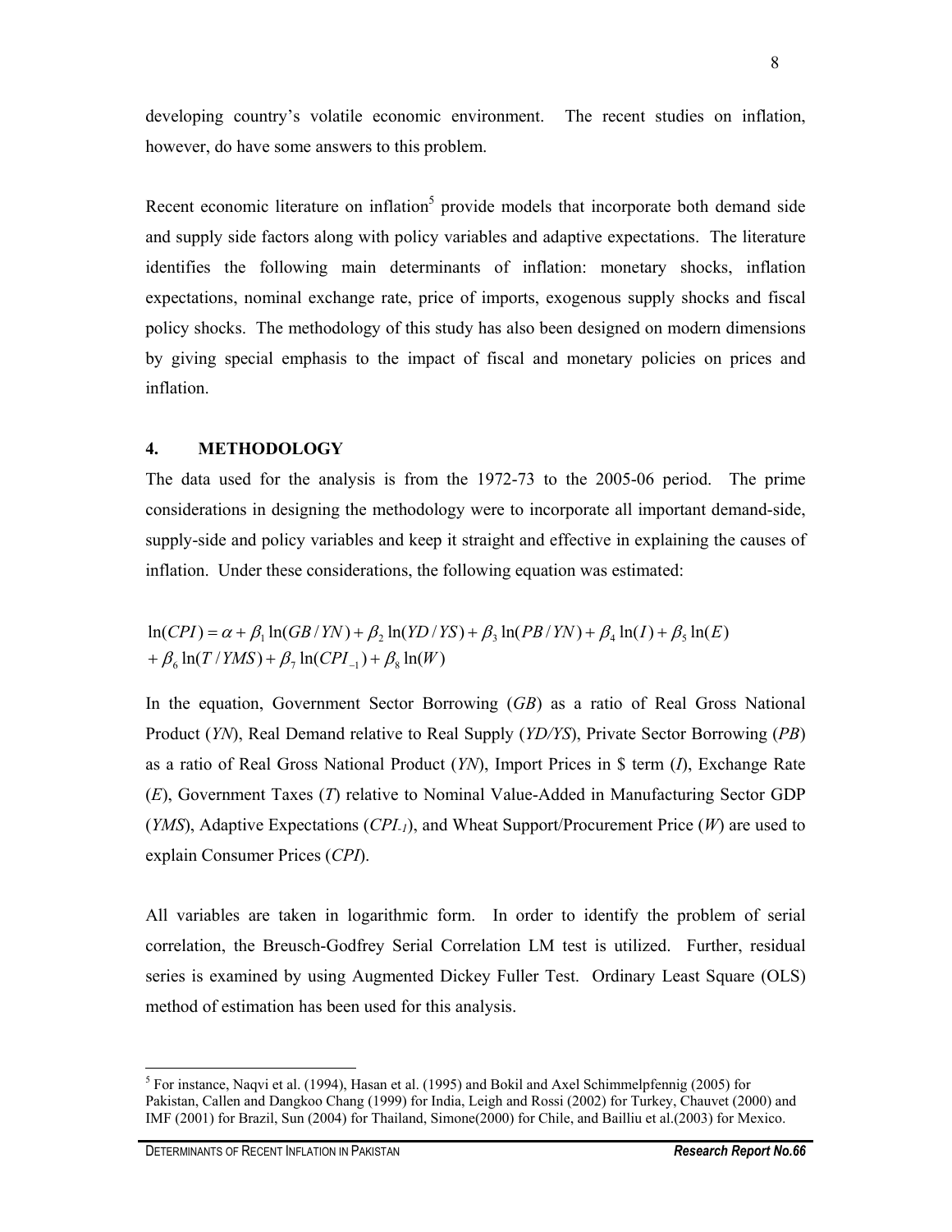developing country's volatile economic environment. The recent studies on inflation, however, do have some answers to this problem.

Recent economic literature on inflation[5] provide models that incorporate both demand side and supply side factors along with policy variables and adaptive expectations. The literature identifies the following main determinants of inflation: monetary shocks, inflation expectations, nominal exchange rate, price of imports, exogenous supply shocks and fiscal policy shocks. The methodology of this study has also been designed on modern dimensions by giving special emphasis to the impact of fiscal and monetary policies on prices and inflation.

## 4. METHODOLOGY

The data used for the analysis is from the 1972-73 to the 2005-06 period. The prime considerations in designing the methodology were to incorporate all important demand-side, supply-side and policy variables and keep it straight and effective in explaining the causes of inflation. Under these considerations, the following equation was estimated:

$$\ln(CPI) = \alpha + \beta_1 \ln(GB/YN) + \beta_2 \ln(YD/YS) + \beta_3 \ln(PB/YN) + \beta_4 \ln(I) + \beta_5 \ln(E)$$
$$+ \beta_6 \ln(T/YMS) + \beta_7 \ln(CPI_{-1}) + \beta_8 \ln(W)$$

In the equation, Government Sector Borrowing (*GB*) as a ratio of Real Gross National Product (*YN*), Real Demand relative to Real Supply (*YD/YS*), Private Sector Borrowing (*PB*) as a ratio of Real Gross National Product (*YN*), Import Prices in $ term (*I*), Exchange Rate (*E*), Government Taxes (*T*) relative to Nominal Value-Added in Manufacturing Sector GDP (*YMS*), Adaptive Expectations ($CPI_{-1}$), and Wheat Support/Procurement Price (*W*) are used to explain Consumer Prices (*CPI*).

All variables are taken in logarithmic form. In order to identify the problem of serial correlation, the Breusch-Godfrey Serial Correlation LM test is utilized. Further, residual series is examined by using Augmented Dickey Fuller Test. Ordinary Least Square (OLS) method of estimation has been used for this analysis.

---

[5] For instance, Naqvi et al. (1994), Hasan et al. (1995) and Bokil and Axel Schimmelpfennig (2005) for Pakistan, Callen and Dangkoo Chang (1999) for India, Leigh and Rossi (2002) for Turkey, Chauvet (2000) and IMF (2001) for Brazil, Sun (2004) for Thailand, Simone(2000) for Chile, and Bailliu et al.(2003) for Mexico.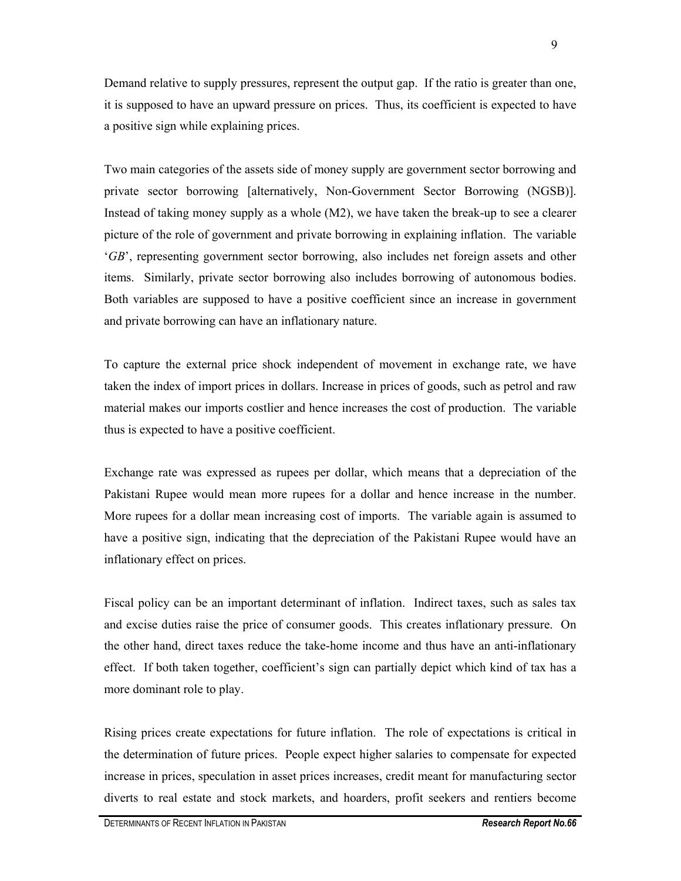Demand relative to supply pressures, represent the output gap. If the ratio is greater than one, it is supposed to have an upward pressure on prices. Thus, its coefficient is expected to have a positive sign while explaining prices.

Two main categories of the assets side of money supply are government sector borrowing and private sector borrowing [alternatively, Non-Government Sector Borrowing (NGSB)]. Instead of taking money supply as a whole (M2), we have taken the break-up to see a clearer picture of the role of government and private borrowing in explaining inflation. The variable '*GB*', representing government sector borrowing, also includes net foreign assets and other items. Similarly, private sector borrowing also includes borrowing of autonomous bodies. Both variables are supposed to have a positive coefficient since an increase in government and private borrowing can have an inflationary nature.

To capture the external price shock independent of movement in exchange rate, we have taken the index of import prices in dollars. Increase in prices of goods, such as petrol and raw material makes our imports costlier and hence increases the cost of production. The variable thus is expected to have a positive coefficient.

Exchange rate was expressed as rupees per dollar, which means that a depreciation of the Pakistani Rupee would mean more rupees for a dollar and hence increase in the number. More rupees for a dollar mean increasing cost of imports. The variable again is assumed to have a positive sign, indicating that the depreciation of the Pakistani Rupee would have an inflationary effect on prices.

Fiscal policy can be an important determinant of inflation. Indirect taxes, such as sales tax and excise duties raise the price of consumer goods. This creates inflationary pressure. On the other hand, direct taxes reduce the take-home income and thus have an anti-inflationary effect. If both taken together, coefficient's sign can partially depict which kind of tax has a more dominant role to play.

Rising prices create expectations for future inflation. The role of expectations is critical in the determination of future prices. People expect higher salaries to compensate for expected increase in prices, speculation in asset prices increases, credit meant for manufacturing sector diverts to real estate and stock markets, and hoarders, profit seekers and rentiers become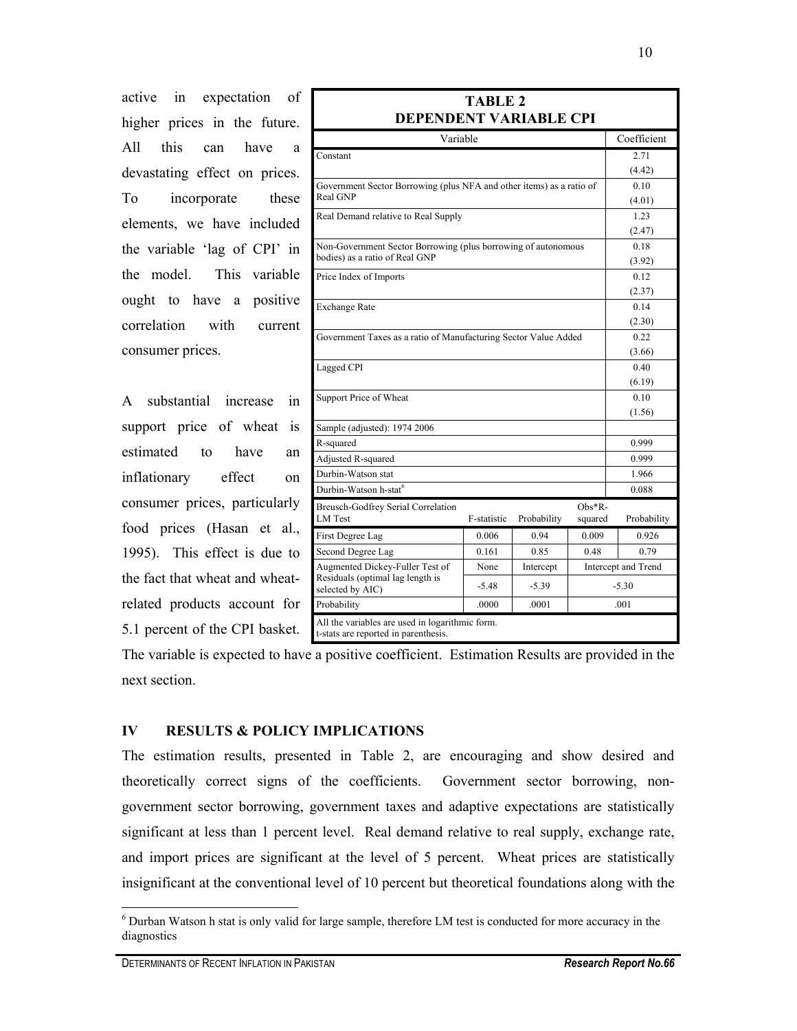active in expectation of higher prices in the future. All this can have a devastating effect on prices. To incorporate these elements, we have included the variable 'lag of CPI' in the model. This variable ought to have a positive correlation with current consumer prices.

A substantial increase in support price of wheat is estimated to have an inflationary effect on consumer prices, particularly food prices (Hasan et al., 1995). This effect is due to the fact that wheat and wheat-related products account for 5.1 percent of the CPI basket. The variable is expected to have a positive coefficient. Estimation Results are provided in the next section.

**TABLE 2**
**DEPENDENT VARIABLE CPI**

| Variable | | | | Coefficient |
|---|---|---|---|---|
| Constant | | | | 2.71 (4.42) |
| Government Sector Borrowing (plus NFA and other items) as a ratio of Real GNP | | | | 0.10 (4.01) |
| Real Demand relative to Real Supply | | | | 1.23 (2.47) |
| Non-Government Sector Borrowing (plus borrowing of autonomous bodies) as a ratio of Real GNP | | | | 0.18 (3.92) |
| Price Index of Imports | | | | 0.12 (2.37) |
| Exchange Rate | | | | 0.14 (2.30) |
| Government Taxes as a ratio of Manufacturing Sector Value Added | | | | 0.22 (3.66) |
| Lagged CPI | | | | 0.40 (6.19) |
| Support Price of Wheat | | | | 0.10 (1.56) |
| Sample (adjusted): 1974 2006 | | | | |
| R-squared | | | | 0.999 |
| Adjusted R-squared | | | | 0.999 |
| Durbin-Watson stat | | | | 1.966 |
| Durbin-Watson h-stat[6] | | | | 0.088 |
| Breusch-Godfrey Serial Correlation LM Test | F-statistic | Probability | Obs*R-squared | Probability |
| First Degree Lag | 0.006 | 0.94 | 0.009 | 0.926 |
| Second Degree Lag | 0.161 | 0.85 | 0.48 | 0.79 |
| Augmented Dickey-Fuller Test of Residuals (optimal lag length is selected by AIC) | None | Intercept | Intercept and Trend | |
| | -5.48 | -5.39 | -5.30 | |
| Probability | .0000 | .0001 | .001 | |
| All the variables are used in logarithmic form. t-stats are reported in parenthesis. | | | | |

## IV RESULTS & POLICY IMPLICATIONS

The estimation results, presented in Table 2, are encouraging and show desired and theoretically correct signs of the coefficients. Government sector borrowing, non-government sector borrowing, government taxes and adaptive expectations are statistically significant at less than 1 percent level. Real demand relative to real supply, exchange rate, and import prices are significant at the level of 5 percent. Wheat prices are statistically insignificant at the conventional level of 10 percent but theoretical foundations along with the

[6] Durban Watson h stat is only valid for large sample, therefore LM test is conducted for more accuracy in the diagnostics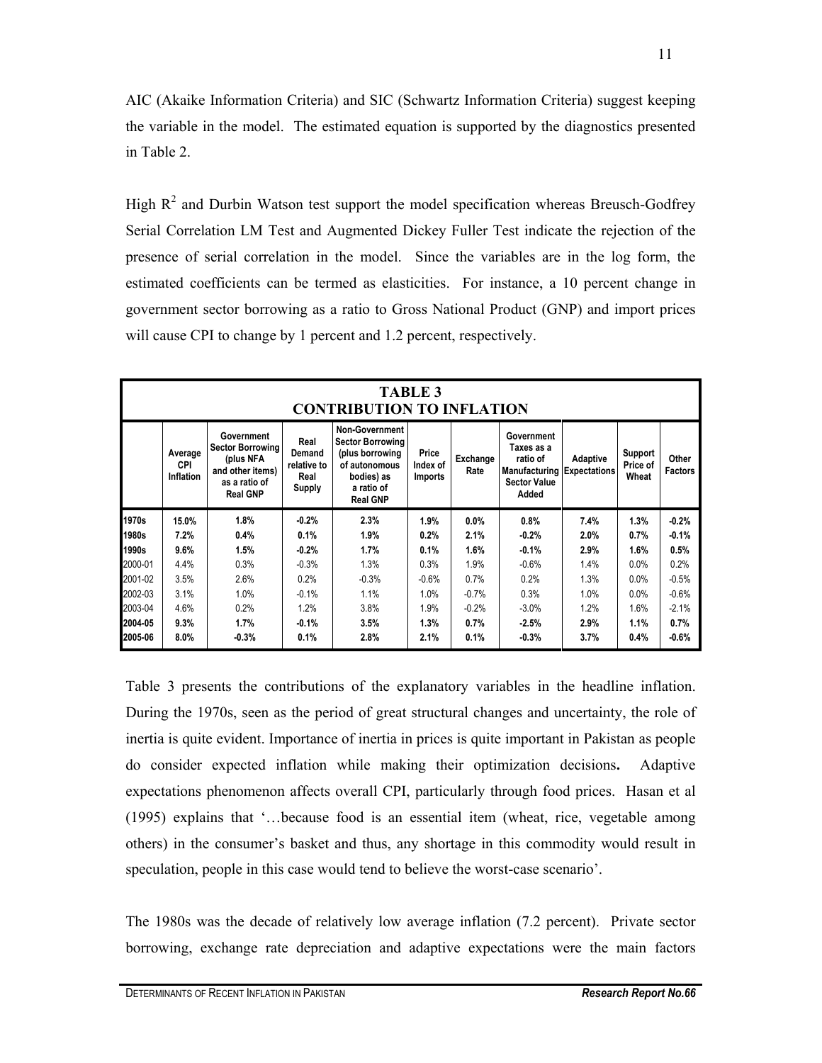AIC (Akaike Information Criteria) and SIC (Schwartz Information Criteria) suggest keeping the variable in the model. The estimated equation is supported by the diagnostics presented in Table 2.

High $R^2$ and Durbin Watson test support the model specification whereas Breusch-Godfrey Serial Correlation LM Test and Augmented Dickey Fuller Test indicate the rejection of the presence of serial correlation in the model. Since the variables are in the log form, the estimated coefficients can be termed as elasticities. For instance, a 10 percent change in government sector borrowing as a ratio to Gross National Product (GNP) and import prices will cause CPI to change by 1 percent and 1.2 percent, respectively.

**TABLE 3**
**CONTRIBUTION TO INFLATION**

| | Average CPI Inflation | Government Sector Borrowing (plus NFA and other items) as a ratio of Real GNP | Real Demand relative to Real Supply | Non-Government Sector Borrowing (plus borrowing of autonomous bodies) as a ratio of Real GNP | Price Index of Imports | Exchange Rate | Government Taxes as a ratio of Manufacturing Sector Value Added | Adaptive Expectations | Support Price of Wheat | Other Factors |
|---|---|---|---|---|---|---|---|---|---|---|
| **1970s** | **15.0%** | **1.8%** | **-0.2%** | **2.3%** | **1.9%** | **0.0%** | **0.8%** | **7.4%** | **1.3%** | **-0.2%** |
| **1980s** | **7.2%** | **0.4%** | **0.1%** | **1.9%** | **0.2%** | **2.1%** | **-0.2%** | **2.0%** | **0.7%** | **-0.1%** |
| **1990s** | **9.6%** | **1.5%** | **-0.2%** | **1.7%** | **0.1%** | **1.6%** | **-0.1%** | **2.9%** | **1.6%** | **0.5%** |
| 2000-01 | 4.4% | 0.3% | -0.3% | 1.3% | 0.3% | 1.9% | -0.6% | 1.4% | 0.0% | 0.2% |
| 2001-02 | 3.5% | 2.6% | 0.2% | -0.3% | -0.6% | 0.7% | 0.2% | 1.3% | 0.0% | -0.5% |
| 2002-03 | 3.1% | 1.0% | -0.1% | 1.1% | 1.0% | -0.7% | 0.3% | 1.0% | 0.0% | -0.6% |
| 2003-04 | 4.6% | 0.2% | 1.2% | 3.8% | 1.9% | -0.2% | -3.0% | 1.2% | 1.6% | -2.1% |
| **2004-05** | **9.3%** | **1.7%** | **-0.1%** | **3.5%** | **1.3%** | **0.7%** | **-2.5%** | **2.9%** | **1.1%** | **0.7%** |
| **2005-06** | **8.0%** | **-0.3%** | **0.1%** | **2.8%** | **2.1%** | **0.1%** | **-0.3%** | **3.7%** | **0.4%** | **-0.6%** |

Table 3 presents the contributions of the explanatory variables in the headline inflation. During the 1970s, seen as the period of great structural changes and uncertainty, the role of inertia is quite evident. Importance of inertia in prices is quite important in Pakistan as people do consider expected inflation while making their optimization decisions**.** Adaptive expectations phenomenon affects overall CPI, particularly through food prices. Hasan et al (1995) explains that '…because food is an essential item (wheat, rice, vegetable among others) in the consumer's basket and thus, any shortage in this commodity would result in speculation, people in this case would tend to believe the worst-case scenario'.

The 1980s was the decade of relatively low average inflation (7.2 percent). Private sector borrowing, exchange rate depreciation and adaptive expectations were the main factors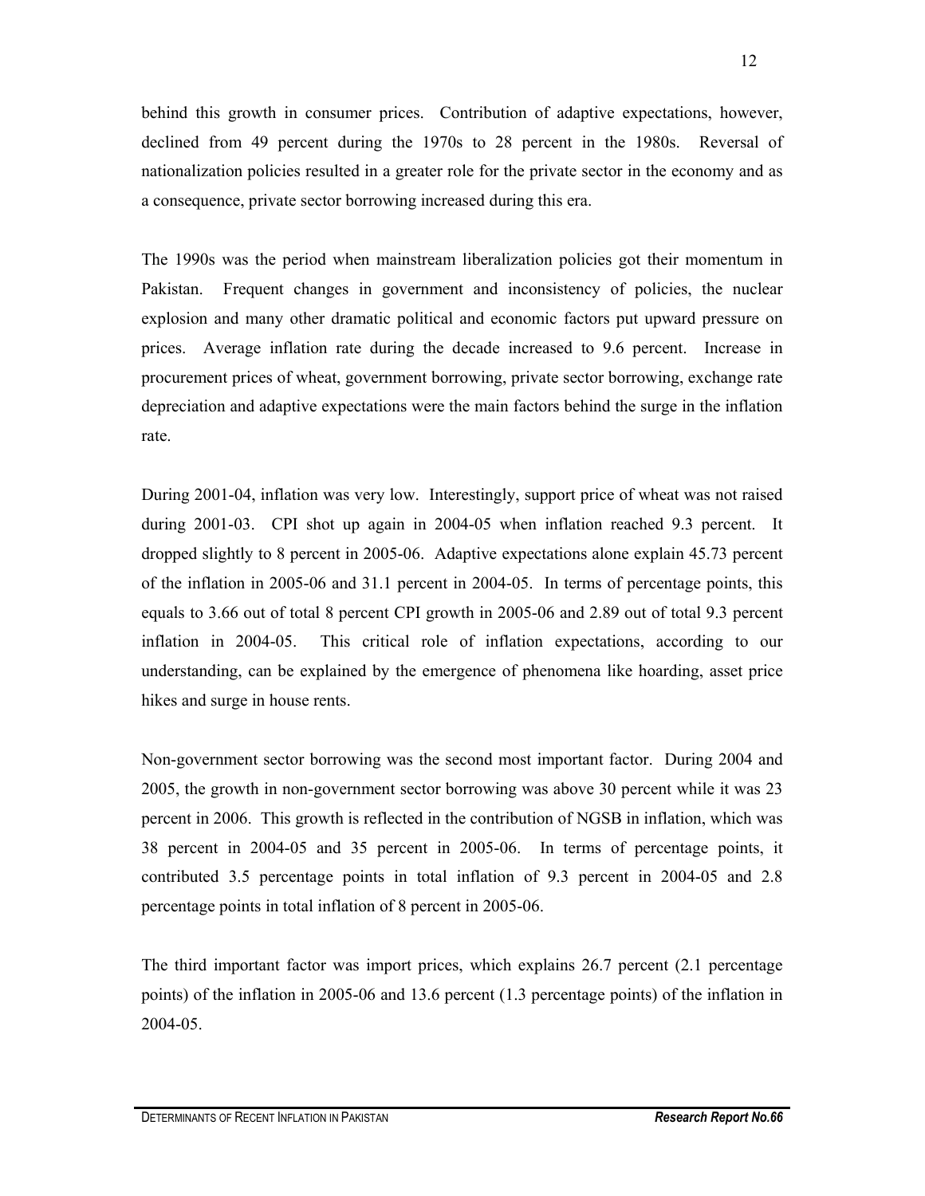behind this growth in consumer prices. Contribution of adaptive expectations, however, declined from 49 percent during the 1970s to 28 percent in the 1980s. Reversal of nationalization policies resulted in a greater role for the private sector in the economy and as a consequence, private sector borrowing increased during this era.

The 1990s was the period when mainstream liberalization policies got their momentum in Pakistan. Frequent changes in government and inconsistency of policies, the nuclear explosion and many other dramatic political and economic factors put upward pressure on prices. Average inflation rate during the decade increased to 9.6 percent. Increase in procurement prices of wheat, government borrowing, private sector borrowing, exchange rate depreciation and adaptive expectations were the main factors behind the surge in the inflation rate.

During 2001-04, inflation was very low. Interestingly, support price of wheat was not raised during 2001-03. CPI shot up again in 2004-05 when inflation reached 9.3 percent. It dropped slightly to 8 percent in 2005-06. Adaptive expectations alone explain 45.73 percent of the inflation in 2005-06 and 31.1 percent in 2004-05. In terms of percentage points, this equals to 3.66 out of total 8 percent CPI growth in 2005-06 and 2.89 out of total 9.3 percent inflation in 2004-05. This critical role of inflation expectations, according to our understanding, can be explained by the emergence of phenomena like hoarding, asset price hikes and surge in house rents.

Non-government sector borrowing was the second most important factor. During 2004 and 2005, the growth in non-government sector borrowing was above 30 percent while it was 23 percent in 2006. This growth is reflected in the contribution of NGSB in inflation, which was 38 percent in 2004-05 and 35 percent in 2005-06. In terms of percentage points, it contributed 3.5 percentage points in total inflation of 9.3 percent in 2004-05 and 2.8 percentage points in total inflation of 8 percent in 2005-06.

The third important factor was import prices, which explains 26.7 percent (2.1 percentage points) of the inflation in 2005-06 and 13.6 percent (1.3 percentage points) of the inflation in 2004-05.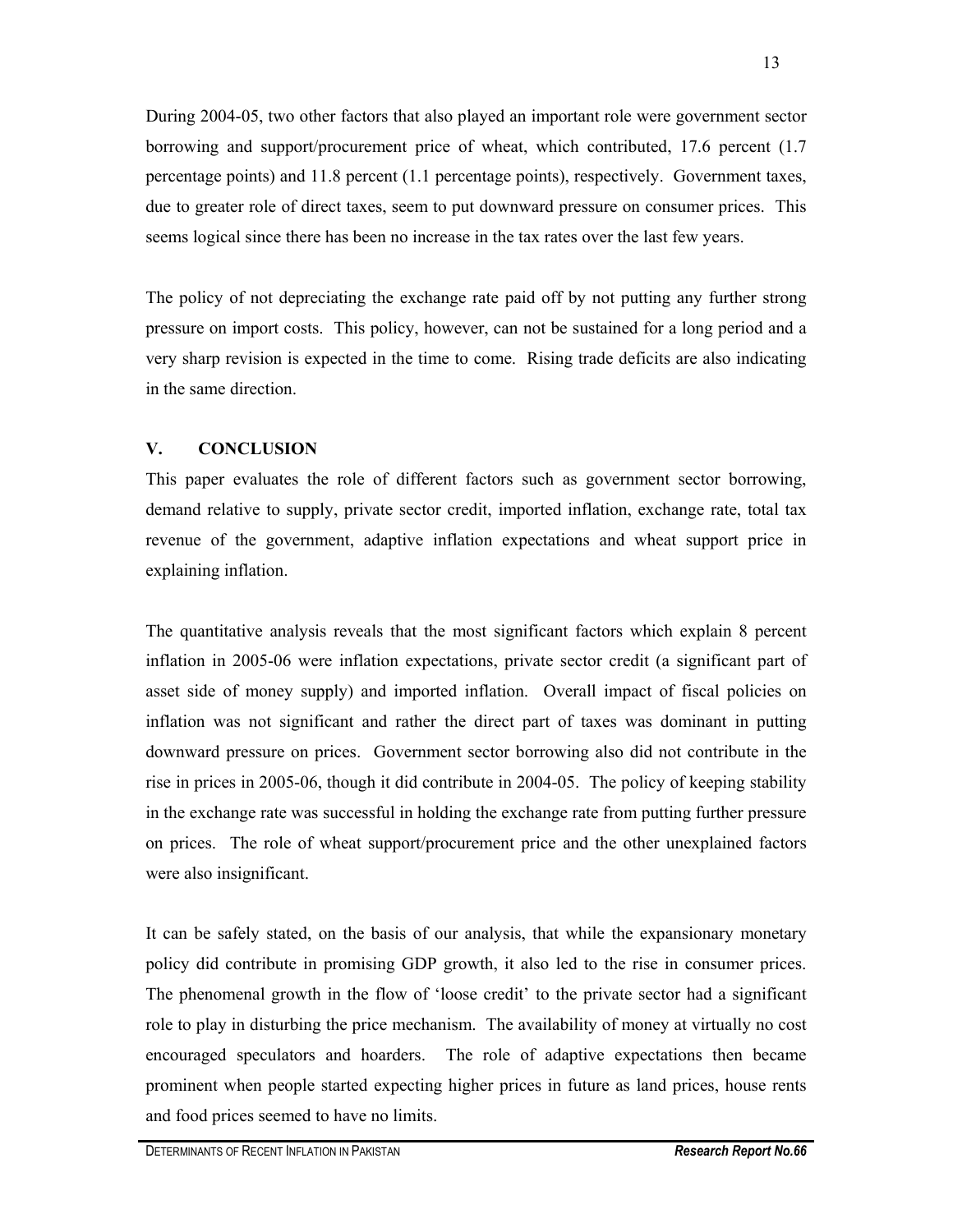During 2004-05, two other factors that also played an important role were government sector borrowing and support/procurement price of wheat, which contributed, 17.6 percent (1.7 percentage points) and 11.8 percent (1.1 percentage points), respectively. Government taxes, due to greater role of direct taxes, seem to put downward pressure on consumer prices. This seems logical since there has been no increase in the tax rates over the last few years.

The policy of not depreciating the exchange rate paid off by not putting any further strong pressure on import costs. This policy, however, can not be sustained for a long period and a very sharp revision is expected in the time to come. Rising trade deficits are also indicating in the same direction.

## V. CONCLUSION

This paper evaluates the role of different factors such as government sector borrowing, demand relative to supply, private sector credit, imported inflation, exchange rate, total tax revenue of the government, adaptive inflation expectations and wheat support price in explaining inflation.

The quantitative analysis reveals that the most significant factors which explain 8 percent inflation in 2005-06 were inflation expectations, private sector credit (a significant part of asset side of money supply) and imported inflation. Overall impact of fiscal policies on inflation was not significant and rather the direct part of taxes was dominant in putting downward pressure on prices. Government sector borrowing also did not contribute in the rise in prices in 2005-06, though it did contribute in 2004-05. The policy of keeping stability in the exchange rate was successful in holding the exchange rate from putting further pressure on prices. The role of wheat support/procurement price and the other unexplained factors were also insignificant.

It can be safely stated, on the basis of our analysis, that while the expansionary monetary policy did contribute in promising GDP growth, it also led to the rise in consumer prices. The phenomenal growth in the flow of 'loose credit' to the private sector had a significant role to play in disturbing the price mechanism. The availability of money at virtually no cost encouraged speculators and hoarders. The role of adaptive expectations then became prominent when people started expecting higher prices in future as land prices, house rents and food prices seemed to have no limits.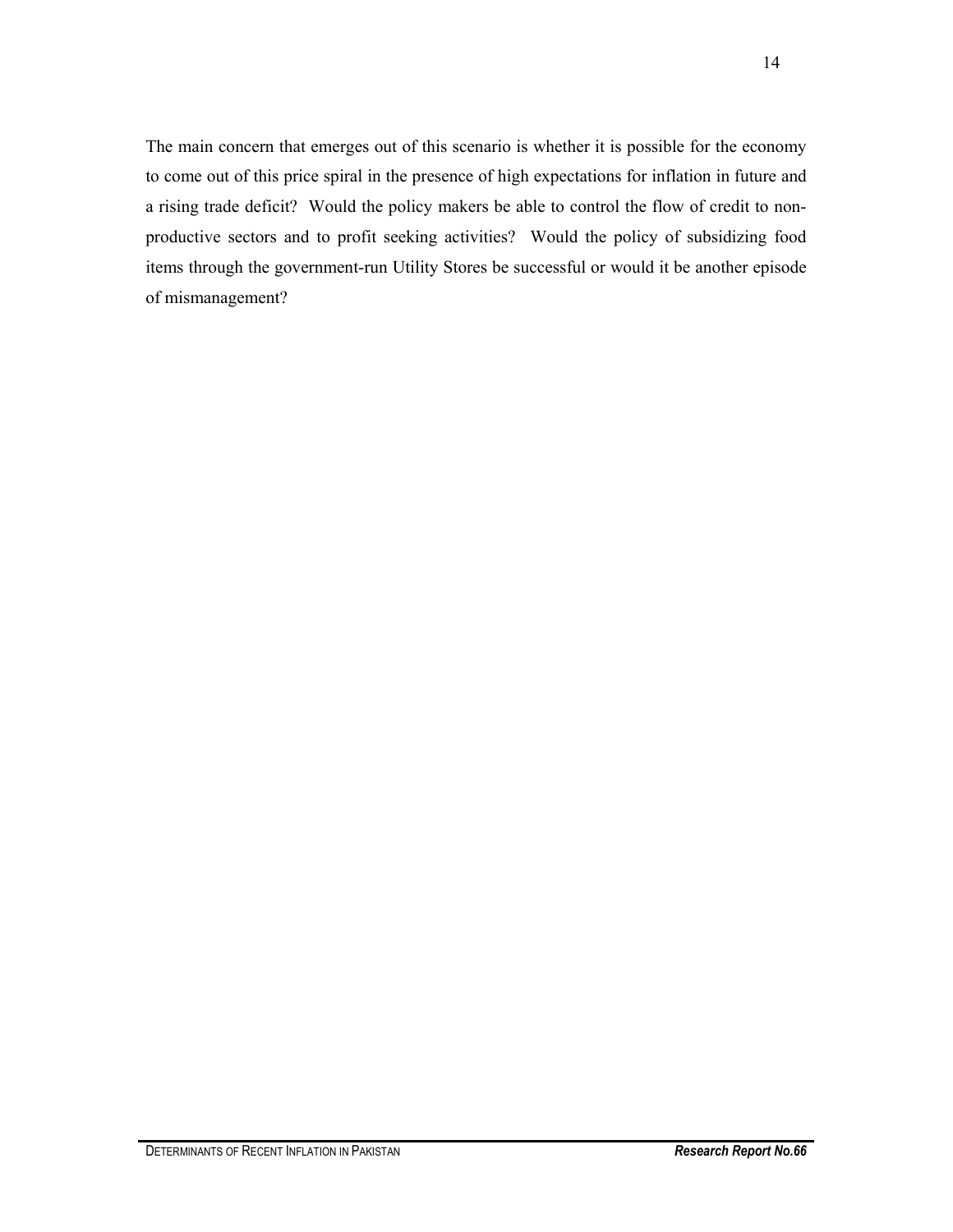The main concern that emerges out of this scenario is whether it is possible for the economy to come out of this price spiral in the presence of high expectations for inflation in future and a rising trade deficit? Would the policy makers be able to control the flow of credit to non-productive sectors and to profit seeking activities? Would the policy of subsidizing food items through the government-run Utility Stores be successful or would it be another episode of mismanagement?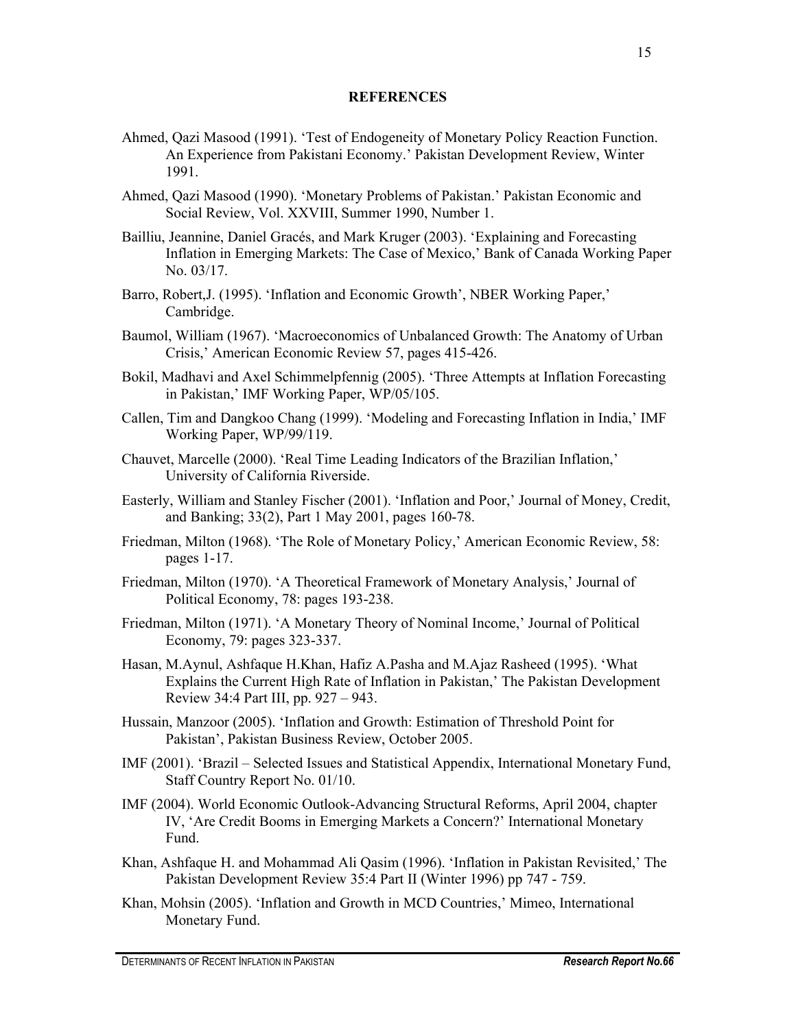## REFERENCES

Ahmed, Qazi Masood (1991). 'Test of Endogeneity of Monetary Policy Reaction Function. An Experience from Pakistani Economy.' Pakistan Development Review, Winter 1991.

Ahmed, Qazi Masood (1990). 'Monetary Problems of Pakistan.' Pakistan Economic and Social Review, Vol. XXVIII, Summer 1990, Number 1.

Bailliu, Jeannine, Daniel Gracés, and Mark Kruger (2003). 'Explaining and Forecasting Inflation in Emerging Markets: The Case of Mexico,' Bank of Canada Working Paper No. 03/17.

Barro, Robert,J. (1995). 'Inflation and Economic Growth', NBER Working Paper,' Cambridge.

Baumol, William (1967). 'Macroeconomics of Unbalanced Growth: The Anatomy of Urban Crisis,' American Economic Review 57, pages 415-426.

Bokil, Madhavi and Axel Schimmelpfennig (2005). 'Three Attempts at Inflation Forecasting in Pakistan,' IMF Working Paper, WP/05/105.

Callen, Tim and Dangkoo Chang (1999). 'Modeling and Forecasting Inflation in India,' IMF Working Paper, WP/99/119.

Chauvet, Marcelle (2000). 'Real Time Leading Indicators of the Brazilian Inflation,' University of California Riverside.

Easterly, William and Stanley Fischer (2001). 'Inflation and Poor,' Journal of Money, Credit, and Banking; 33(2), Part 1 May 2001, pages 160-78.

Friedman, Milton (1968). 'The Role of Monetary Policy,' American Economic Review, 58: pages 1-17.

Friedman, Milton (1970). 'A Theoretical Framework of Monetary Analysis,' Journal of Political Economy, 78: pages 193-238.

Friedman, Milton (1971). 'A Monetary Theory of Nominal Income,' Journal of Political Economy, 79: pages 323-337.

Hasan, M.Aynul, Ashfaque H.Khan, Hafiz A.Pasha and M.Ajaz Rasheed (1995). 'What Explains the Current High Rate of Inflation in Pakistan,' The Pakistan Development Review 34:4 Part III, pp. 927 – 943.

Hussain, Manzoor (2005). 'Inflation and Growth: Estimation of Threshold Point for Pakistan', Pakistan Business Review, October 2005.

IMF (2001). 'Brazil – Selected Issues and Statistical Appendix, International Monetary Fund, Staff Country Report No. 01/10.

IMF (2004). World Economic Outlook-Advancing Structural Reforms, April 2004, chapter IV, 'Are Credit Booms in Emerging Markets a Concern?' International Monetary Fund.

Khan, Ashfaque H. and Mohammad Ali Qasim (1996). 'Inflation in Pakistan Revisited,' The Pakistan Development Review 35:4 Part II (Winter 1996) pp 747 - 759.

Khan, Mohsin (2005). 'Inflation and Growth in MCD Countries,' Mimeo, International Monetary Fund.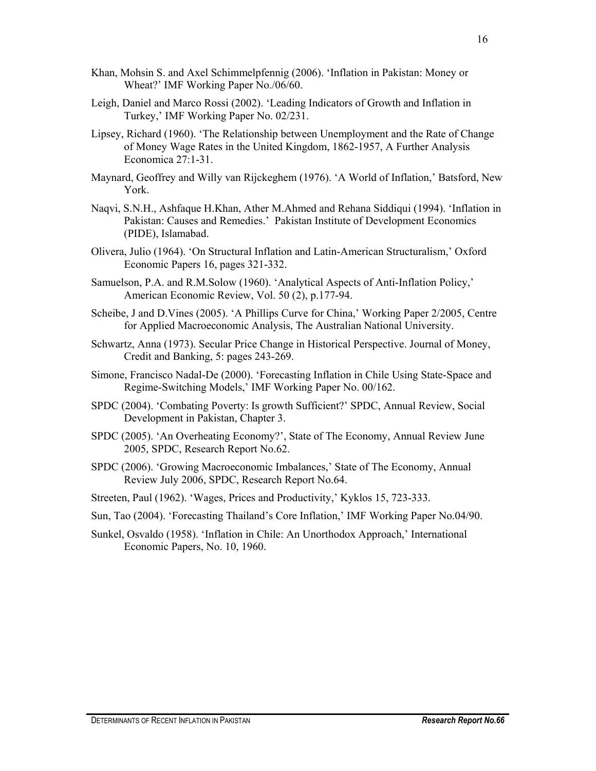Khan, Mohsin S. and Axel Schimmelpfennig (2006). 'Inflation in Pakistan: Money or Wheat?' IMF Working Paper No./06/60.

Leigh, Daniel and Marco Rossi (2002). 'Leading Indicators of Growth and Inflation in Turkey,' IMF Working Paper No. 02/231.

Lipsey, Richard (1960). 'The Relationship between Unemployment and the Rate of Change of Money Wage Rates in the United Kingdom, 1862-1957, A Further Analysis Economica 27:1-31.

Maynard, Geoffrey and Willy van Rijckeghem (1976). 'A World of Inflation,' Batsford, New York.

Naqvi, S.N.H., Ashfaque H.Khan, Ather M.Ahmed and Rehana Siddiqui (1994). 'Inflation in Pakistan: Causes and Remedies.' Pakistan Institute of Development Economics (PIDE), Islamabad.

Olivera, Julio (1964). 'On Structural Inflation and Latin-American Structuralism,' Oxford Economic Papers 16, pages 321-332.

Samuelson, P.A. and R.M.Solow (1960). 'Analytical Aspects of Anti-Inflation Policy,' American Economic Review, Vol. 50 (2), p.177-94.

Scheibe, J and D.Vines (2005). 'A Phillips Curve for China,' Working Paper 2/2005, Centre for Applied Macroeconomic Analysis, The Australian National University.

Schwartz, Anna (1973). Secular Price Change in Historical Perspective. Journal of Money, Credit and Banking, 5: pages 243-269.

Simone, Francisco Nadal-De (2000). 'Forecasting Inflation in Chile Using State-Space and Regime-Switching Models,' IMF Working Paper No. 00/162.

SPDC (2004). 'Combating Poverty: Is growth Sufficient?' SPDC, Annual Review, Social Development in Pakistan, Chapter 3.

SPDC (2005). 'An Overheating Economy?', State of The Economy, Annual Review June 2005, SPDC, Research Report No.62.

SPDC (2006). 'Growing Macroeconomic Imbalances,' State of The Economy, Annual Review July 2006, SPDC, Research Report No.64.

Streeten, Paul (1962). 'Wages, Prices and Productivity,' Kyklos 15, 723-333.

Sun, Tao (2004). 'Forecasting Thailand's Core Inflation,' IMF Working Paper No.04/90.

Sunkel, Osvaldo (1958). 'Inflation in Chile: An Unorthodox Approach,' International Economic Papers, No. 10, 1960.